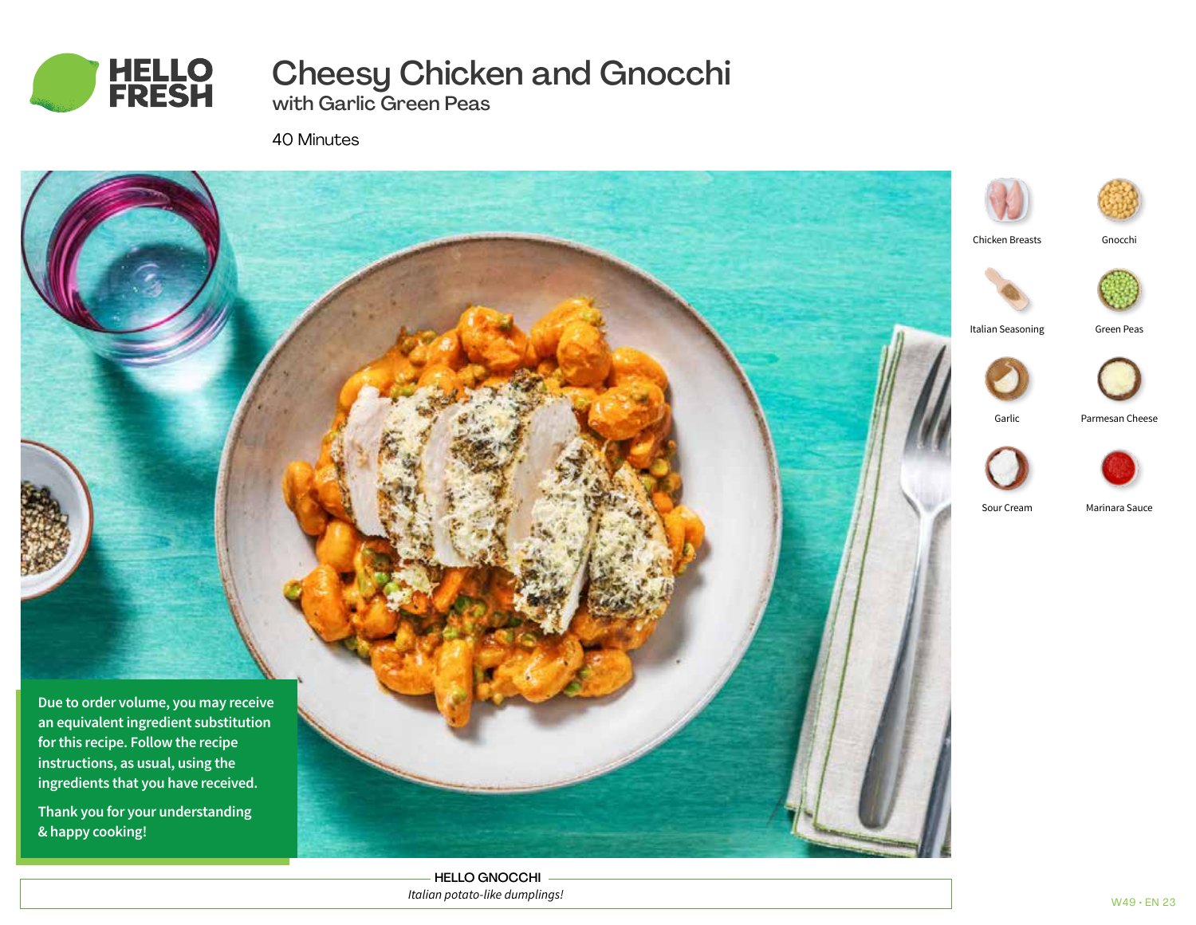HELLO FRESH

# Cheesy Chicken and Gnocchi

## with Garlic Green Peas

40 Minutes

- Chicken Breasts
- Gnocchi
- Italian Seasoning
- Green Peas
- Garlic
- Parmesan Cheese
- Sour Cream
- Marinara Sauce

**Due to order volume, you may receive an equivalent ingredient substitution for this recipe. Follow the recipe instructions, as usual, using the ingredients that you have received.**

**Thank you for your understanding & happy cooking!**

**HELLO GNOCCHI**

*Italian potato-like dumplings!*

W49 · EN 23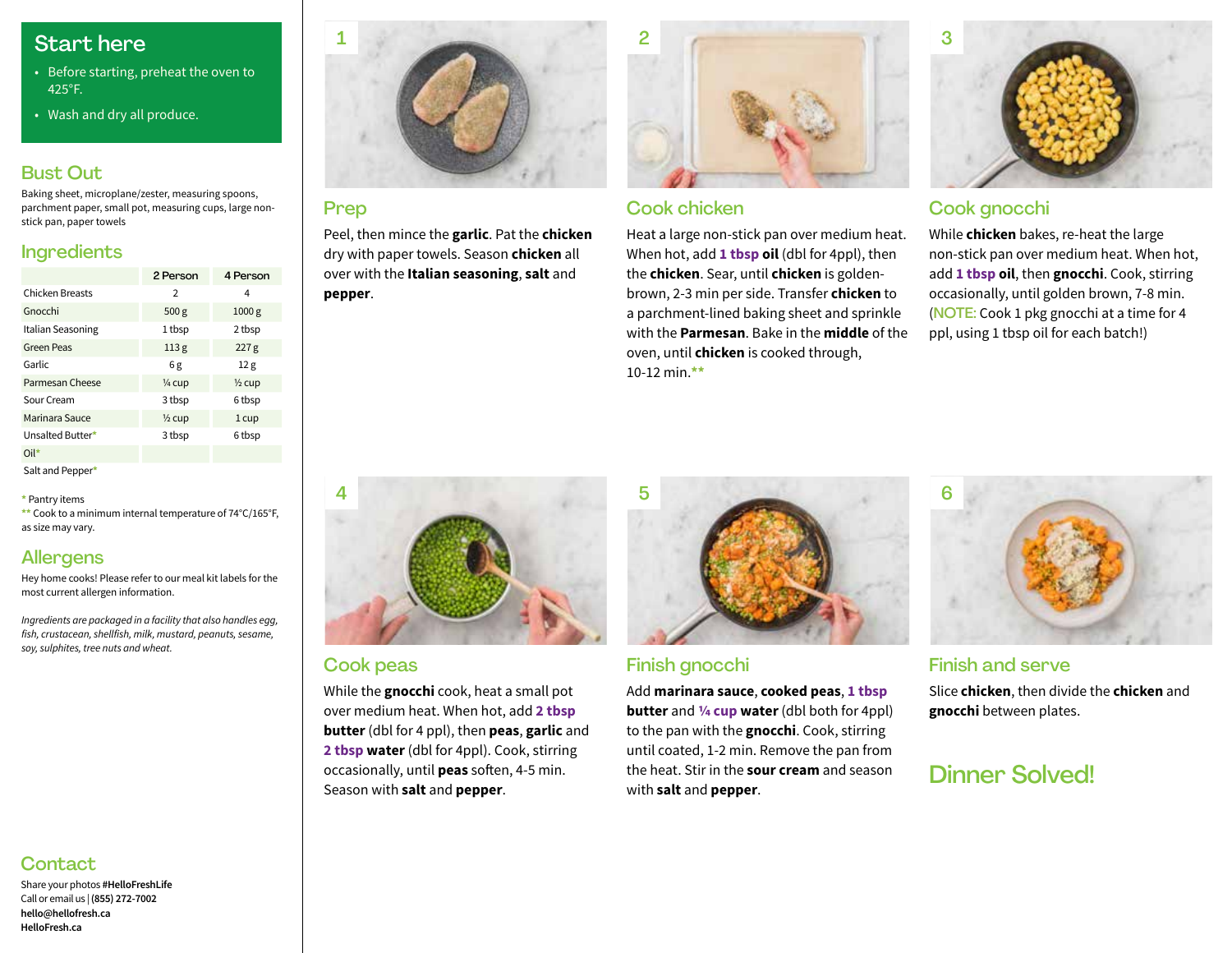## Start here

- Before starting, preheat the oven to 425°F.
- Wash and dry all produce.

## Bust Out

Baking sheet, microplane/zester, measuring spoons, parchment paper, small pot, measuring cups, large non-stick pan, paper towels

## Ingredients

| | 2 Person | 4 Person |
|---|---|---|
| Chicken Breasts | 2 | 4 |
| Gnocchi | 500 g | 1000 g |
| Italian Seasoning | 1 tbsp | 2 tbsp |
| Green Peas | 113 g | 227 g |
| Garlic | 6 g | 12 g |
| Parmesan Cheese | ¼ cup | ½ cup |
| Sour Cream | 3 tbsp | 6 tbsp |
| Marinara Sauce | ½ cup | 1 cup |
| Unsalted Butter* | 3 tbsp | 6 tbsp |
| Oil* | | |
| Salt and Pepper* | | |

\* Pantry items
\** Cook to a minimum internal temperature of 74°C/165°F, as size may vary.

## Allergens

Hey home cooks! Please refer to our meal kit labels for the most current allergen information.

*Ingredients are packaged in a facility that also handles egg, fish, crustacean, shellfish, milk, mustard, peanuts, sesame, soy, sulphites, tree nuts and wheat.*

## Contact

Share your photos **#HelloFreshLife**
Call or email us | **(855) 272-7002**
**hello@hellofresh.ca**
**HelloFresh.ca**

### 1 Prep

Peel, then mince the **garlic**. Pat the **chicken** dry with paper towels. Season **chicken** all over with the **Italian seasoning**, **salt** and **pepper**.

### 2 Cook chicken

Heat a large non-stick pan over medium heat. When hot, add **1 tbsp oil** (dbl for 4ppl), then the **chicken**. Sear, until **chicken** is golden-brown, 2-3 min per side. Transfer **chicken** to a parchment-lined baking sheet and sprinkle with the **Parmesan**. Bake in the **middle** of the oven, until **chicken** is cooked through, 10-12 min.**

### 3 Cook gnocchi

While **chicken** bakes, re-heat the large non-stick pan over medium heat. When hot, add **1 tbsp oil**, then **gnocchi**. Cook, stirring occasionally, until golden brown, 7-8 min. (NOTE: Cook 1 pkg gnocchi at a time for 4 ppl, using 1 tbsp oil for each batch!)

### 4 Cook peas

While the **gnocchi** cook, heat a small pot over medium heat. When hot, add **2 tbsp butter** (dbl for 4 ppl), then **peas**, **garlic** and **2 tbsp water** (dbl for 4ppl). Cook, stirring occasionally, until **peas** soften, 4-5 min. Season with **salt** and **pepper**.

### 5 Finish gnocchi

Add **marinara sauce**, **cooked peas**, **1 tbsp butter** and **¼ cup water** (dbl both for 4ppl) to the pan with the **gnocchi**. Cook, stirring until coated, 1-2 min. Remove the pan from the heat. Stir in the **sour cream** and season with **salt** and **pepper**.

### 6 Finish and serve

Slice **chicken**, then divide the **chicken** and **gnocchi** between plates.

## Dinner Solved!